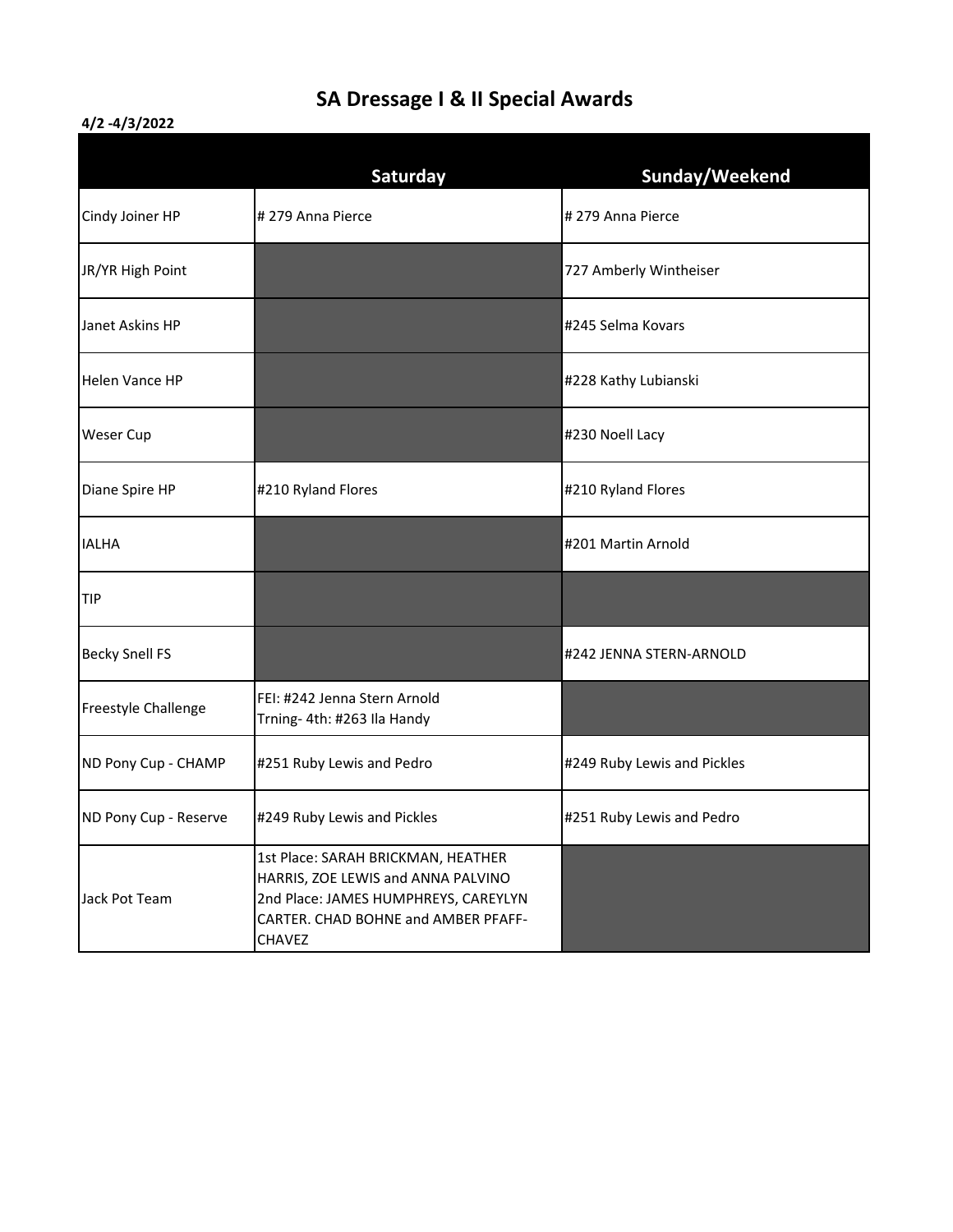# SA Dressage I & II Special Awards

**4/2 -4/3/2022**

| | Saturday | Sunday/Weekend |
|---|---|---|
| Cindy Joiner HP | # 279 Anna Pierce | # 279 Anna Pierce |
| JR/YR High Point | | 727 Amberly Wintheiser |
| Janet Askins HP | | #245 Selma Kovars |
| Helen Vance HP | | #228 Kathy Lubianski |
| Weser Cup | | #230 Noell Lacy |
| Diane Spire HP | #210 Ryland Flores | #210 Ryland Flores |
| IALHA | | #201 Martin Arnold |
| TIP | | |
| Becky Snell FS | | #242 JENNA STERN-ARNOLD |
| Freestyle Challenge | FEI: #242 Jenna Stern Arnold<br>Trning- 4th: #263 Ila Handy | |
| ND Pony Cup - CHAMP | #251 Ruby Lewis and Pedro | #249 Ruby Lewis and Pickles |
| ND Pony Cup - Reserve | #249 Ruby Lewis and Pickles | #251 Ruby Lewis and Pedro |
| Jack Pot Team | 1st Place: SARAH BRICKMAN, HEATHER HARRIS, ZOE LEWIS and ANNA PALVINO<br>2nd Place: JAMES HUMPHREYS, CAREYLYN CARTER. CHAD BOHNE and AMBER PFAFF-CHAVEZ | |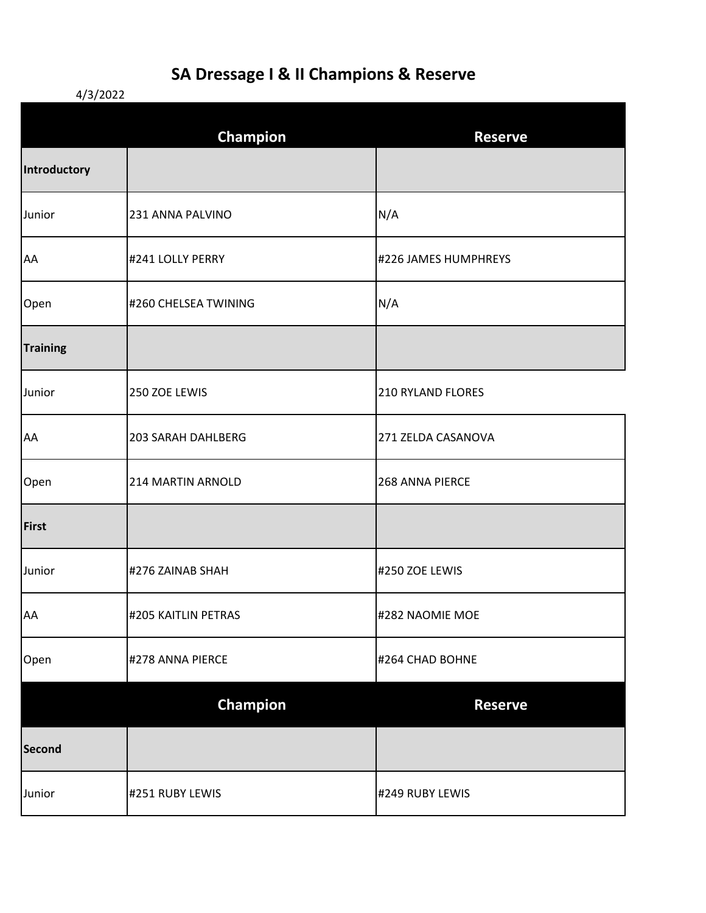# SA Dressage I & II Champions & Reserve

4/3/2022

| | Champion | Reserve |
|---|---|---|
| **Introductory** | | |
| Junior | 231 ANNA PALVINO | N/A |
| AA | #241 LOLLY PERRY | #226 JAMES HUMPHREYS |
| Open | #260 CHELSEA TWINING | N/A |
| **Training** | | |
| Junior | 250 ZOE LEWIS | 210 RYLAND FLORES |
| AA | 203 SARAH DAHLBERG | 271 ZELDA CASANOVA |
| Open | 214 MARTIN ARNOLD | 268 ANNA PIERCE |
| **First** | | |
| Junior | #276 ZAINAB SHAH | #250 ZOE LEWIS |
| AA | #205 KAITLIN PETRAS | #282 NAOMIE MOE |
| Open | #278 ANNA PIERCE | #264 CHAD BOHNE |
| | **Champion** | **Reserve** |
| **Second** | | |
| Junior | #251 RUBY LEWIS | #249 RUBY LEWIS |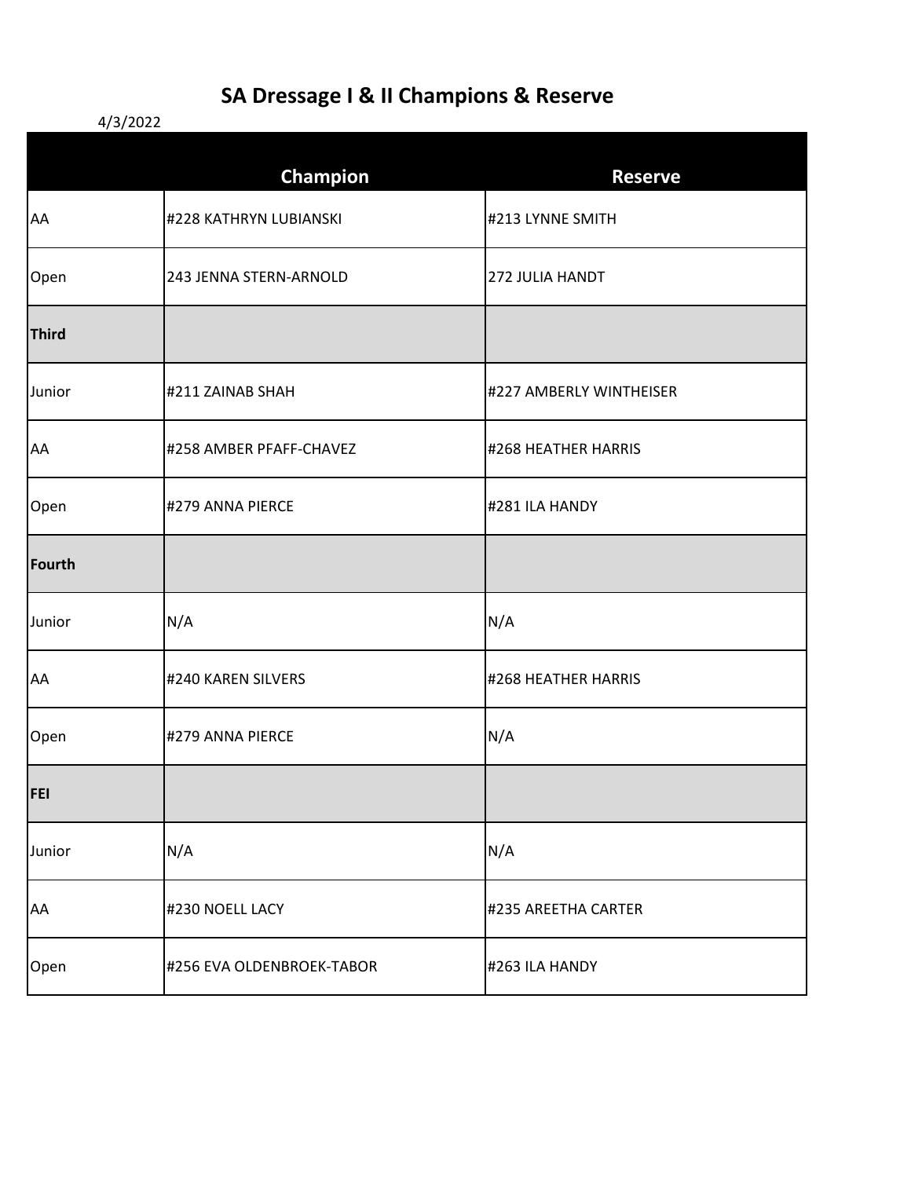# SA Dressage I & II Champions & Reserve

4/3/2022

| | Champion | Reserve |
|---|---|---|
| AA | #228 KATHRYN LUBIANSKI | #213 LYNNE SMITH |
| Open | 243 JENNA STERN-ARNOLD | 272 JULIA HANDT |
| **Third** | | |
| Junior | #211 ZAINAB SHAH | #227 AMBERLY WINTHEISER |
| AA | #258 AMBER PFAFF-CHAVEZ | #268 HEATHER HARRIS |
| Open | #279 ANNA PIERCE | #281 ILA HANDY |
| **Fourth** | | |
| Junior | N/A | N/A |
| AA | #240 KAREN SILVERS | #268 HEATHER HARRIS |
| Open | #279 ANNA PIERCE | N/A |
| **FEI** | | |
| Junior | N/A | N/A |
| AA | #230 NOELL LACY | #235 AREETHA CARTER |
| Open | #256 EVA OLDENBROEK-TABOR | #263 ILA HANDY |